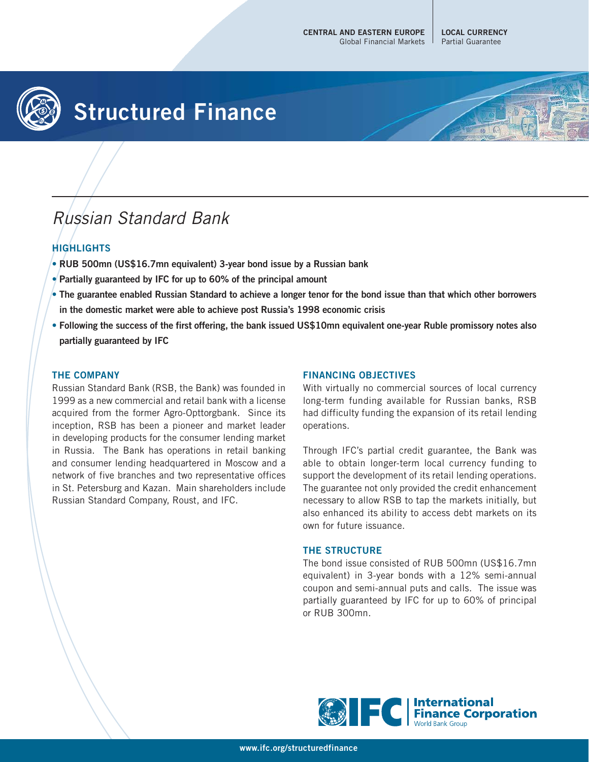CENTRAL AND EASTERN EUROPE
Global Financial Markets

LOCAL CURRENCY
Partial Guarantee

# Structured Finance

## *Russian Standard Bank*

### HIGHLIGHTS

- **RUB 500mn (US$16.7mn equivalent) 3-year bond issue by a Russian bank**
- **Partially guaranteed by IFC for up to 60% of the principal amount**
- **The guarantee enabled Russian Standard to achieve a longer tenor for the bond issue than that which other borrowers in the domestic market were able to achieve post Russia's 1998 economic crisis**
- **Following the success of the first offering, the bank issued US$10mn equivalent one-year Ruble promissory notes also partially guaranteed by IFC**

### THE COMPANY

Russian Standard Bank (RSB, the Bank) was founded in 1999 as a new commercial and retail bank with a license acquired from the former Agro-Opttorgbank. Since its inception, RSB has been a pioneer and market leader in developing products for the consumer lending market in Russia. The Bank has operations in retail banking and consumer lending headquartered in Moscow and a network of five branches and two representative offices in St. Petersburg and Kazan. Main shareholders include Russian Standard Company, Roust, and IFC.

### FINANCING OBJECTIVES

With virtually no commercial sources of local currency long-term funding available for Russian banks, RSB had difficulty funding the expansion of its retail lending operations.

Through IFC's partial credit guarantee, the Bank was able to obtain longer-term local currency funding to support the development of its retail lending operations. The guarantee not only provided the credit enhancement necessary to allow RSB to tap the markets initially, but also enhanced its ability to access debt markets on its own for future issuance.

### THE STRUCTURE

The bond issue consisted of RUB 500mn (US$16.7mn equivalent) in 3-year bonds with a 12% semi-annual coupon and semi-annual puts and calls. The issue was partially guaranteed by IFC for up to 60% of principal or RUB 300mn.

IFC | International Finance Corporation
World Bank Group

www.ifc.org/structuredfinance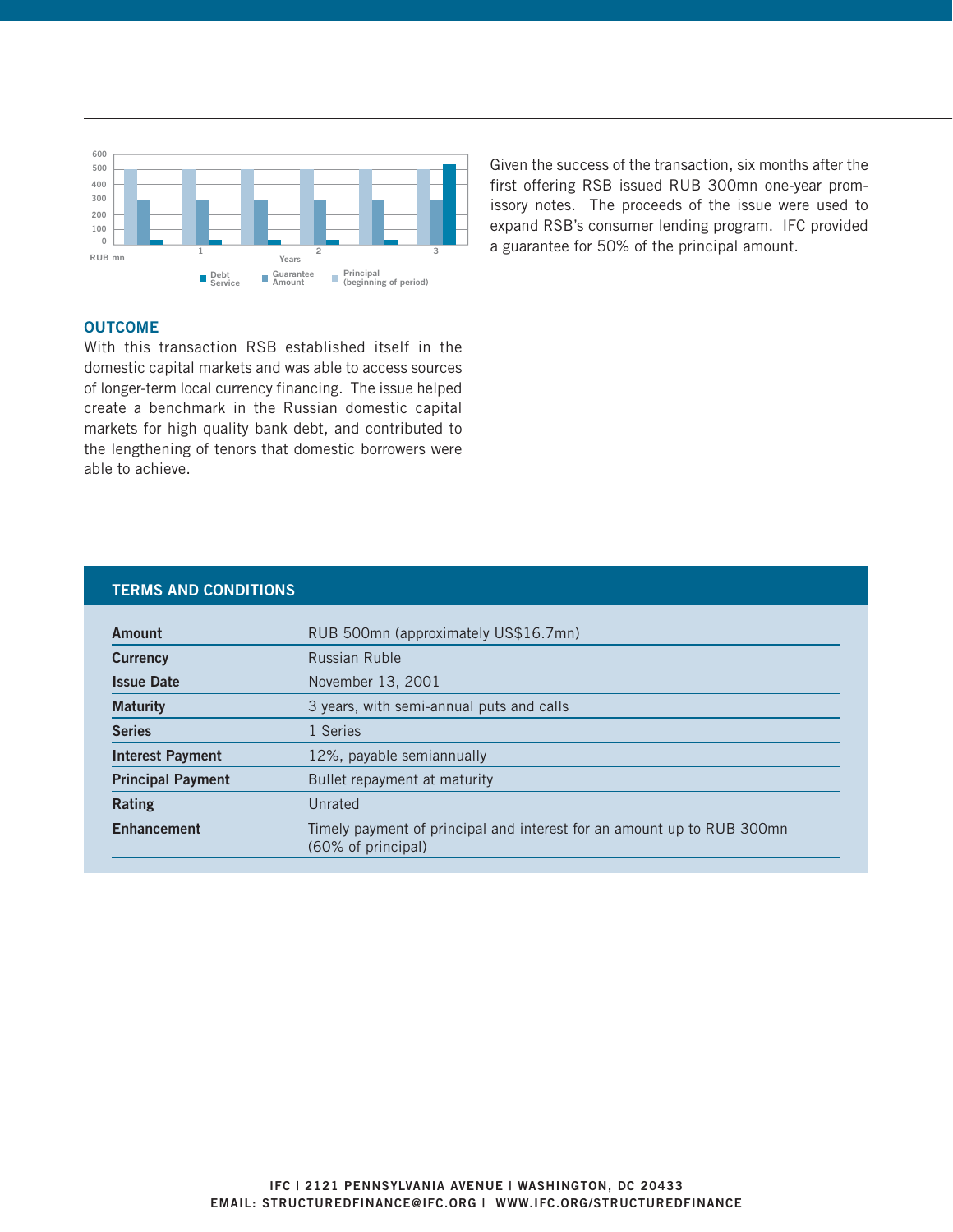600
500
400
300
200
100
0
RUB mn
1
2
3
Years
Debt Service
Guarantee Amount
Principal (beginning of period)

## OUTCOME

With this transaction RSB established itself in the domestic capital markets and was able to access sources of longer-term local currency financing. The issue helped create a benchmark in the Russian domestic capital markets for high quality bank debt, and contributed to the lengthening of tenors that domestic borrowers were able to achieve.

Given the success of the transaction, six months after the first offering RSB issued RUB 300mn one-year promissory notes. The proceeds of the issue were used to expand RSB's consumer lending program. IFC provided a guarantee for 50% of the principal amount.

## TERMS AND CONDITIONS

| | |
|---|---|
| **Amount** | RUB 500mn (approximately US$16.7mn) |
| **Currency** | Russian Ruble |
| **Issue Date** | November 13, 2001 |
| **Maturity** | 3 years, with semi-annual puts and calls |
| **Series** | 1 Series |
| **Interest Payment** | 12%, payable semiannually |
| **Principal Payment** | Bullet repayment at maturity |
| **Rating** | Unrated |
| **Enhancement** | Timely payment of principal and interest for an amount up to RUB 300mn (60% of principal) |

IFC | 2121 PENNSYLVANIA AVENUE | WASHINGTON, DC 20433
EMAIL: STRUCTUREDFINANCE@IFC.ORG | WWW.IFC.ORG/STRUCTUREDFINANCE